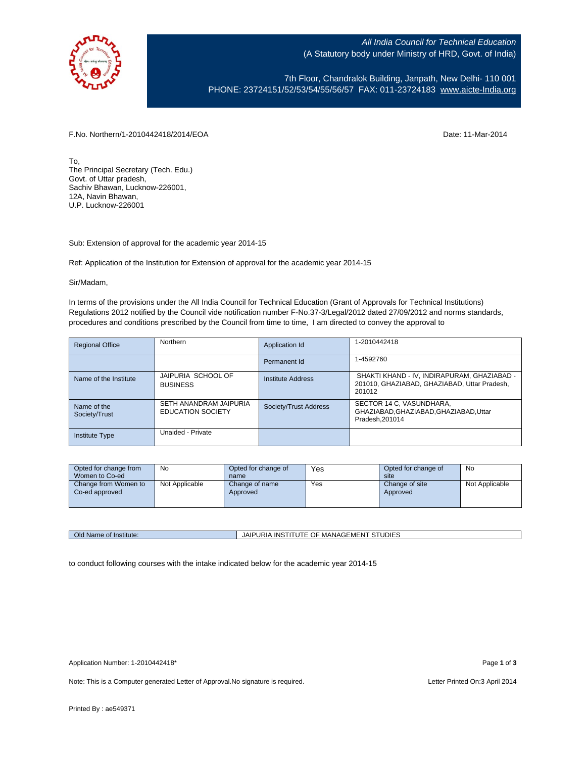*All India Council for Technical Education*
(A Statutory body under Ministry of HRD, Govt. of India)

7th Floor, Chandralok Building, Janpath, New Delhi- 110 001
PHONE: 23724151/52/53/54/55/56/57 FAX: 011-23724183 www.aicte-India.org

F.No. Northern/1-2010442418/2014/EOA Date: 11-Mar-2014

To,
The Principal Secretary (Tech. Edu.)
Govt. of Uttar pradesh,
Sachiv Bhawan, Lucknow-226001,
12A, Navin Bhawan,
U.P. Lucknow-226001

Sub: Extension of approval for the academic year 2014-15

Ref: Application of the Institution for Extension of approval for the academic year 2014-15

Sir/Madam,

In terms of the provisions under the All India Council for Technical Education (Grant of Approvals for Technical Institutions) Regulations 2012 notified by the Council vide notification number F-No.37-3/Legal/2012 dated 27/09/2012 and norms standards, procedures and conditions prescribed by the Council from time to time, I am directed to convey the approval to

| Regional Office | Northern | Application Id | 1-2010442418 |
|---|---|---|---|
| | | Permanent Id | 1-4592760 |
| Name of the Institute | JAIPURIA SCHOOL OF BUSINESS | Institute Address | SHAKTI KHAND - IV, INDIRAPURAM, GHAZIABAD - 201010, GHAZIABAD, GHAZIABAD, Uttar Pradesh, 201012 |
| Name of the Society/Trust | SETH ANANDRAM JAIPURIA EDUCATION SOCIETY | Society/Trust Address | SECTOR 14 C, VASUNDHARA, GHAZIABAD,GHAZIABAD,GHAZIABAD,Uttar Pradesh,201014 |
| Institute Type | Unaided - Private | | |

| Opted for change from Women to Co-ed | No | Opted for change of name | Yes | Opted for change of site | No |
|---|---|---|---|---|---|
| Change from Women to Co-ed approved | Not Applicable | Change of name Approved | Yes | Change of site Approved | Not Applicable |

| Old Name of Institute: | JAIPURIA INSTITUTE OF MANAGEMENT STUDIES |
|---|---|

to conduct following courses with the intake indicated below for the academic year 2014-15

Application Number: 1-2010442418*

Note: This is a Computer generated Letter of Approval.No signature is required. Letter Printed On:3 April 2014

Printed By : ae549371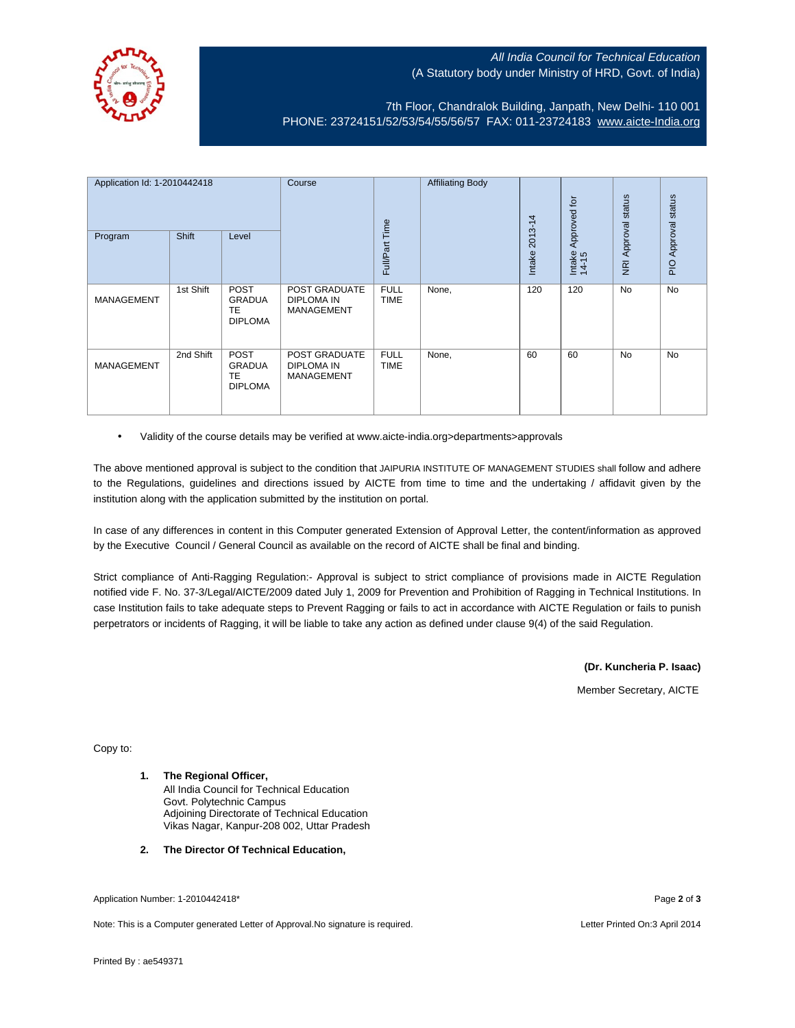All India Council for Technical Education
(A Statutory body under Ministry of HRD, Govt. of India)

7th Floor, Chandralok Building, Janpath, New Delhi- 110 001
PHONE: 23724151/52/53/54/55/56/57 FAX: 011-23724183 www.aicte-India.org

| Application Id: 1-2010442418 | | | Course | Full/Part Time | Affiliating Body | Intake 2013-14 | Intake Approved for 14-15 | NRI Approval status | PIO Approval status |
|---|---|---|---|---|---|---|---|---|---|
| Program | Shift | Level | | | | | | | |
| MANAGEMENT | 1st Shift | POST GRADUATE DIPLOMA | POST GRADUATE DIPLOMA IN MANAGEMENT | FULL TIME | None, | 120 | 120 | No | No |
| MANAGEMENT | 2nd Shift | POST GRADUATE DIPLOMA | POST GRADUATE DIPLOMA IN MANAGEMENT | FULL TIME | None, | 60 | 60 | No | No |

- Validity of the course details may be verified at www.aicte-india.org>departments>approvals

The above mentioned approval is subject to the condition that JAIPURIA INSTITUTE OF MANAGEMENT STUDIES shall follow and adhere to the Regulations, guidelines and directions issued by AICTE from time to time and the undertaking / affidavit given by the institution along with the application submitted by the institution on portal.

In case of any differences in content in this Computer generated Extension of Approval Letter, the content/information as approved by the Executive Council / General Council as available on the record of AICTE shall be final and binding.

Strict compliance of Anti-Ragging Regulation:- Approval is subject to strict compliance of provisions made in AICTE Regulation notified vide F. No. 37-3/Legal/AICTE/2009 dated July 1, 2009 for Prevention and Prohibition of Ragging in Technical Institutions. In case Institution fails to take adequate steps to Prevent Ragging or fails to act in accordance with AICTE Regulation or fails to punish perpetrators or incidents of Ragging, it will be liable to take any action as defined under clause 9(4) of the said Regulation.

**(Dr. Kuncheria P. Isaac)**

Member Secretary, AICTE

Copy to:

1. **The Regional Officer,**
   All India Council for Technical Education
   Govt. Polytechnic Campus
   Adjoining Directorate of Technical Education
   Vikas Nagar, Kanpur-208 002, Uttar Pradesh

2. **The Director Of Technical Education,**

Application Number: 1-2010442418*

Note: This is a Computer generated Letter of Approval.No signature is required.

Letter Printed On:3 April 2014

Printed By : ae549371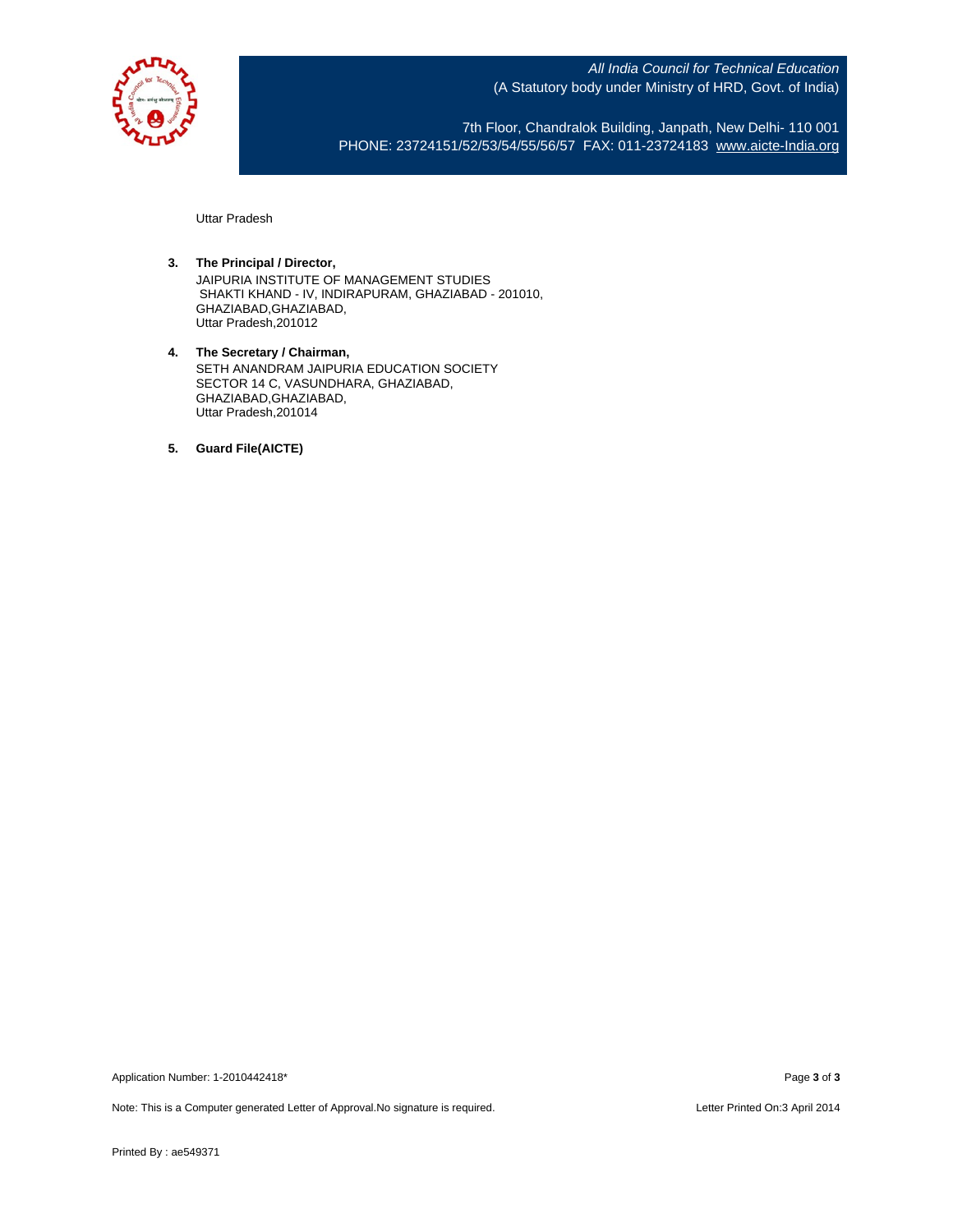Uttar Pradesh

3. **The Principal / Director,**
   JAIPURIA INSTITUTE OF MANAGEMENT STUDIES
   SHAKTI KHAND - IV, INDIRAPURAM, GHAZIABAD - 201010,
   GHAZIABAD,GHAZIABAD,
   Uttar Pradesh,201012

4. **The Secretary / Chairman,**
   SETH ANANDRAM JAIPURIA EDUCATION SOCIETY
   SECTOR 14 C, VASUNDHARA, GHAZIABAD,
   GHAZIABAD,GHAZIABAD,
   Uttar Pradesh,201014

5. **Guard File(AICTE)**

Application Number: 1-2010442418*

Note: This is a Computer generated Letter of Approval.No signature is required.

Letter Printed On:3 April 2014

Printed By : ae549371